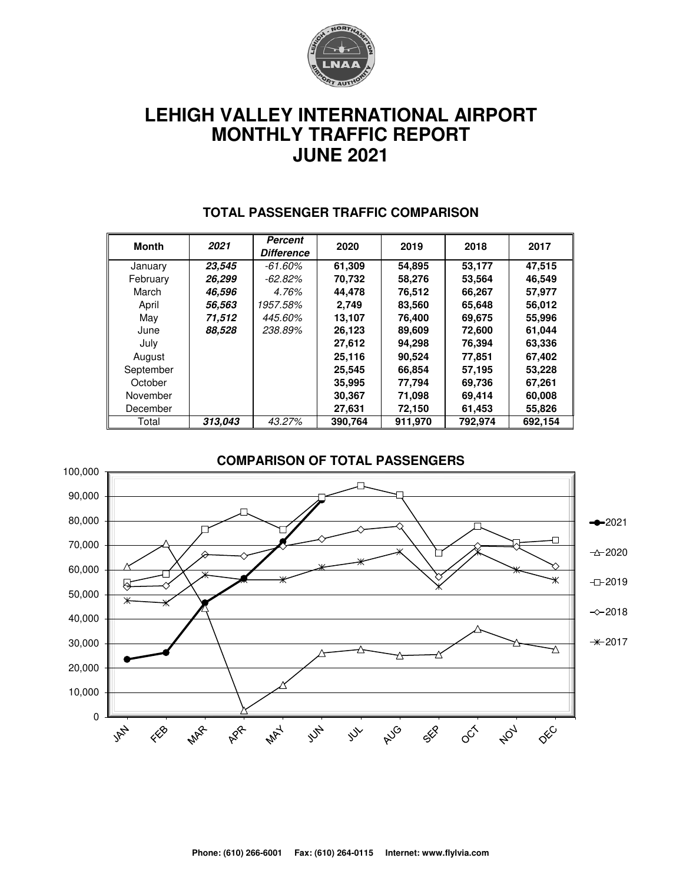# LEHIGH VALLEY INTERNATIONAL AIRPORT
# MONTHLY TRAFFIC REPORT
# JUNE 2021

## TOTAL PASSENGER TRAFFIC COMPARISON

| Month | *2021* | *Percent Difference* | 2020 | 2019 | 2018 | 2017 |
|---|---|---|---|---|---|---|
| January | ***23,545*** | *-61.60%* | **61,309** | **54,895** | **53,177** | **47,515** |
| February | ***26,299*** | *-62.82%* | **70,732** | **58,276** | **53,564** | **46,549** |
| March | ***46,596*** | *4.76%* | **44,478** | **76,512** | **66,267** | **57,977** |
| April | ***56,563*** | *1957.58%* | **2,749** | **83,560** | **65,648** | **56,012** |
| May | ***71,512*** | *445.60%* | **13,107** | **76,400** | **69,675** | **55,996** |
| June | ***88,528*** | *238.89%* | **26,123** | **89,609** | **72,600** | **61,044** |
| July | | | **27,612** | **94,298** | **76,394** | **63,336** |
| August | | | **25,116** | **90,524** | **77,851** | **67,402** |
| September | | | **25,545** | **66,854** | **57,195** | **53,228** |
| October | | | **35,995** | **77,794** | **69,736** | **67,261** |
| November | | | **30,367** | **71,098** | **69,414** | **60,008** |
| December | | | **27,631** | **72,150** | **61,453** | **55,826** |
| Total | ***313,043*** | *43.27%* | **390,764** | **911,970** | **792,974** | **692,154** |

## COMPARISON OF TOTAL PASSENGERS

**Phone: (610) 266-6001 Fax: (610) 264-0115 Internet: www.flylvia.com**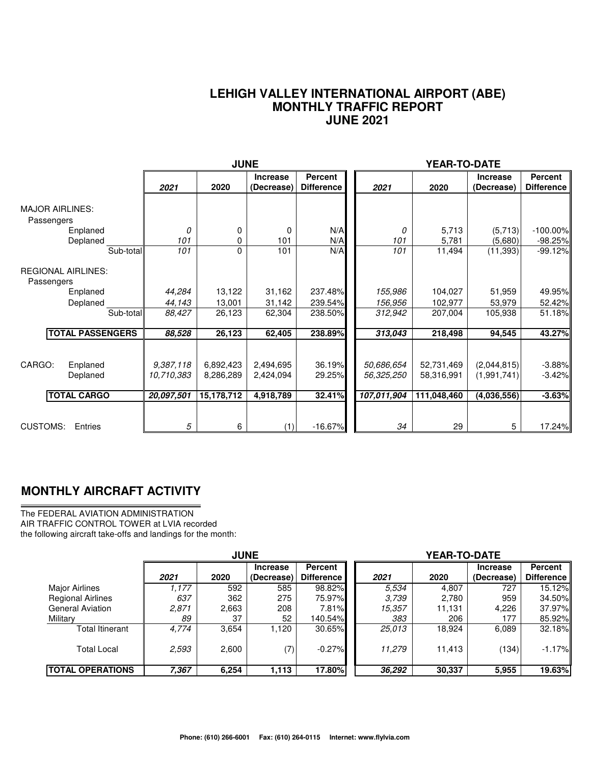# LEHIGH VALLEY INTERNATIONAL AIRPORT (ABE)
## MONTHLY TRAFFIC REPORT
## JUNE 2021

| | | JUNE | | | | YEAR-TO-DATE | | | |
|---|---|---|---|---|---|---|---|---|---|
| | | *2021* | 2020 | Increase (Decrease) | Percent Difference | *2021* | 2020 | Increase (Decrease) | Percent Difference |
| MAJOR AIRLINES: | | | | | | | | | |
| Passengers | | | | | | | | | |
| Enplaned | | *0* | 0 | 0 | N/A | *0* | 5,713 | (5,713) | -100.00% |
| Deplaned | | *101* | 0 | 101 | N/A | *101* | 5,781 | (5,680) | -98.25% |
| | Sub-total | *101* | 0 | 101 | N/A | *101* | 11,494 | (11,393) | -99.12% |
| REGIONAL AIRLINES: | | | | | | | | | |
| Passengers | | | | | | | | | |
| Enplaned | | *44,284* | 13,122 | 31,162 | 237.48% | *155,986* | 104,027 | 51,959 | 49.95% |
| Deplaned | | *44,143* | 13,001 | 31,142 | 239.54% | *156,956* | 102,977 | 53,979 | 52.42% |
| | Sub-total | *88,427* | 26,123 | 62,304 | 238.50% | *312,942* | 207,004 | 105,938 | 51.18% |
| **TOTAL PASSENGERS** | | ***88,528*** | **26,123** | **62,405** | **238.89%** | ***313,043*** | **218,498** | **94,545** | **43.27%** |
| CARGO: | Enplaned | *9,387,118* | 6,892,423 | 2,494,695 | 36.19% | *50,686,654* | 52,731,469 | (2,044,815) | -3.88% |
| | Deplaned | *10,710,383* | 8,286,289 | 2,424,094 | 29.25% | *56,325,250* | 58,316,991 | (1,991,741) | -3.42% |
| **TOTAL CARGO** | | ***20,097,501*** | **15,178,712** | **4,918,789** | **32.41%** | ***107,011,904*** | **111,048,460** | **(4,036,556)** | **-3.63%** |
| CUSTOMS: | Entries | *5* | 6 | (1) | -16.67% | *34* | 29 | 5 | 17.24% |

## MONTHLY AIRCRAFT ACTIVITY

The FEDERAL AVIATION ADMINISTRATION
AIR TRAFFIC CONTROL TOWER at LVIA recorded
the following aircraft take-offs and landings for the month:

| | JUNE | | | | YEAR-TO-DATE | | | |
|---|---|---|---|---|---|---|---|---|
| | *2021* | 2020 | Increase (Decrease) | Percent Difference | *2021* | 2020 | Increase (Decrease) | Percent Difference |
| Major Airlines | *1,177* | 592 | 585 | 98.82% | *5,534* | 4,807 | 727 | 15.12% |
| Regional Airlines | *637* | 362 | 275 | 75.97% | *3,739* | 2,780 | 959 | 34.50% |
| General Aviation | *2,871* | 2,663 | 208 | 7.81% | *15,357* | 11,131 | 4,226 | 37.97% |
| Military | *89* | 37 | 52 | 140.54% | *383* | 206 | 177 | 85.92% |
| Total Itinerant | *4,774* | 3,654 | 1,120 | 30.65% | *25,013* | 18,924 | 6,089 | 32.18% |
| Total Local | *2,593* | 2,600 | (7) | -0.27% | *11,279* | 11,413 | (134) | -1.17% |
| **TOTAL OPERATIONS** | ***7,367*** | **6,254** | **1,113** | **17.80%** | ***36,292*** | **30,337** | **5,955** | **19.63%** |

**Phone: (610) 266-6001 Fax: (610) 264-0115 Internet: www.flylvia.com**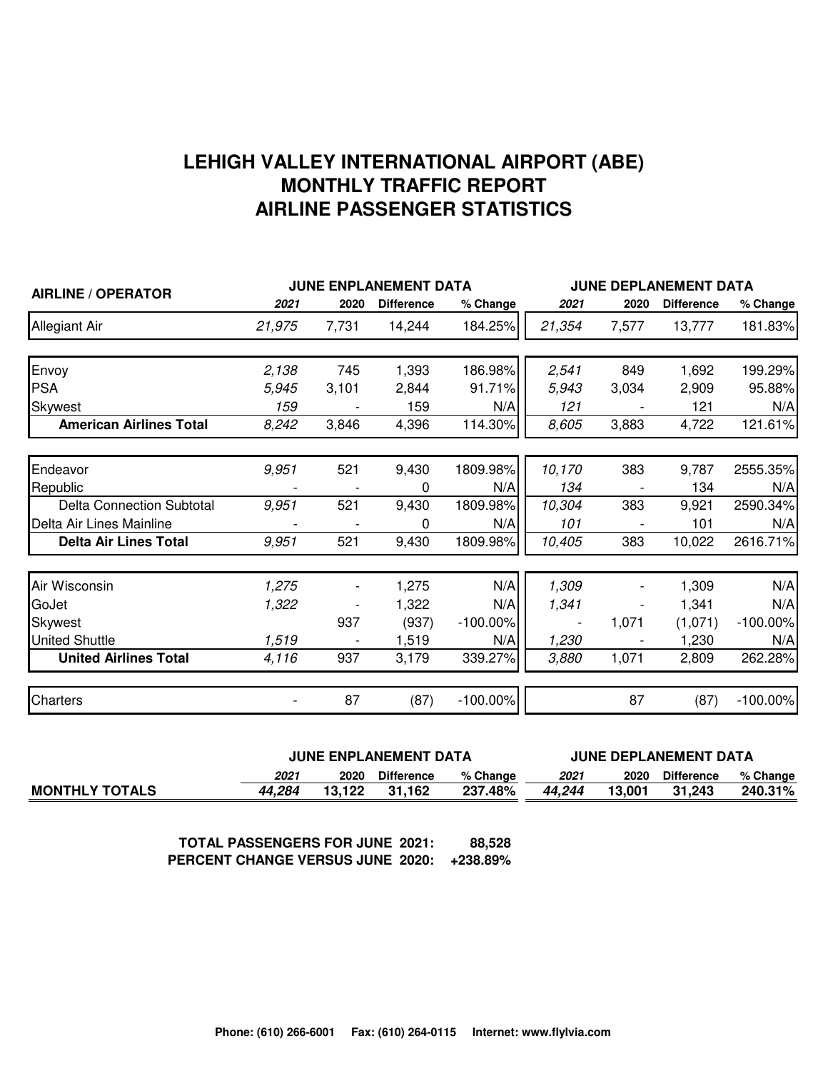# LEHIGH VALLEY INTERNATIONAL AIRPORT (ABE)
# MONTHLY TRAFFIC REPORT
# AIRLINE PASSENGER STATISTICS

| AIRLINE / OPERATOR | JUNE ENPLANEMENT DATA | | | | JUNE DEPLANEMENT DATA | | | |
|---|---|---|---|---|---|---|---|---|
| | *2021* | 2020 | Difference | % Change | *2021* | 2020 | Difference | % Change |
| Allegiant Air | *21,975* | 7,731 | 14,244 | 184.25% | *21,354* | 7,577 | 13,777 | 181.83% |
| Envoy | *2,138* | 745 | 1,393 | 186.98% | *2,541* | 849 | 1,692 | 199.29% |
| PSA | *5,945* | 3,101 | 2,844 | 91.71% | *5,943* | 3,034 | 2,909 | 95.88% |
| Skywest | *159* | - | 159 | N/A | *121* | - | 121 | N/A |
| **American Airlines Total** | *8,242* | 3,846 | 4,396 | 114.30% | *8,605* | 3,883 | 4,722 | 121.61% |
| Endeavor | *9,951* | 521 | 9,430 | 1809.98% | *10,170* | 383 | 9,787 | 2555.35% |
| Republic | - | - | 0 | N/A | *134* | - | 134 | N/A |
| Delta Connection Subtotal | *9,951* | 521 | 9,430 | 1809.98% | *10,304* | 383 | 9,921 | 2590.34% |
| Delta Air Lines Mainline | - | - | 0 | N/A | *101* | - | 101 | N/A |
| **Delta Air Lines Total** | *9,951* | 521 | 9,430 | 1809.98% | *10,405* | 383 | 10,022 | 2616.71% |
| Air Wisconsin | *1,275* | - | 1,275 | N/A | *1,309* | - | 1,309 | N/A |
| GoJet | *1,322* | - | 1,322 | N/A | *1,341* | - | 1,341 | N/A |
| Skywest | | 937 | (937) | -100.00% | - | 1,071 | (1,071) | -100.00% |
| United Shuttle | *1,519* | - | 1,519 | N/A | *1,230* | - | 1,230 | N/A |
| **United Airlines Total** | *4,116* | 937 | 3,179 | 339.27% | *3,880* | 1,071 | 2,809 | 262.28% |
| Charters | - | 87 | (87) | -100.00% | | 87 | (87) | -100.00% |

| | JUNE ENPLANEMENT DATA | | | | JUNE DEPLANEMENT DATA | | | |
|---|---|---|---|---|---|---|---|---|
| | *2021* | 2020 | Difference | % Change | *2021* | 2020 | Difference | % Change |
| **MONTHLY TOTALS** | ***44,284*** | **13,122** | **31,162** | **237.48%** | ***44,244*** | **13,001** | **31,243** | **240.31%** |

**TOTAL PASSENGERS FOR JUNE 2021: 88,528**

**PERCENT CHANGE VERSUS JUNE 2020: +238.89%**

**Phone: (610) 266-6001 Fax: (610) 264-0115 Internet: www.flylvia.com**